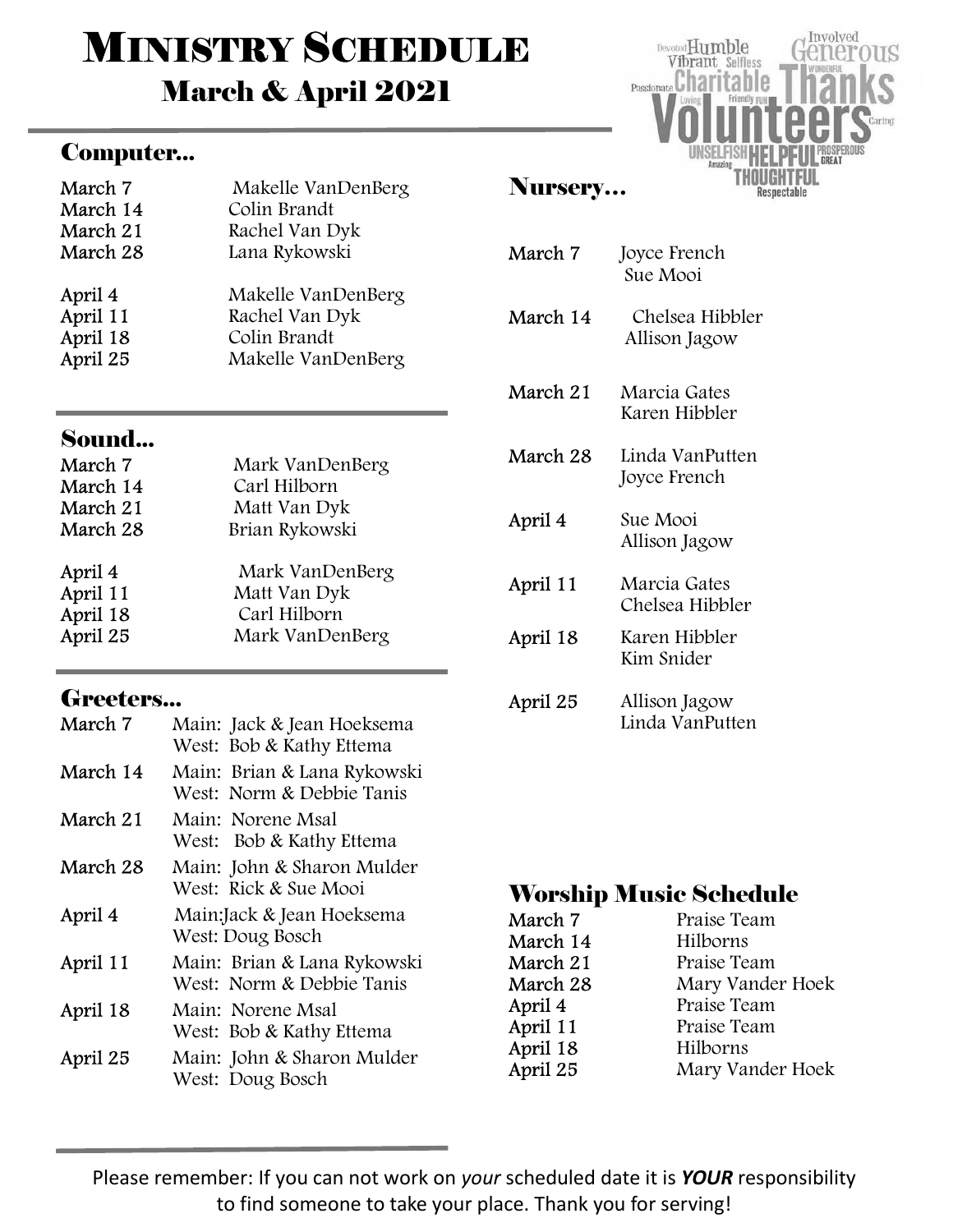# MINISTRY SCHEDULE

## March & April 2021

### Computer...

| | |
|---|---|
| March 7 | Makelle VanDenBerg |
| March 14 | Colin Brandt |
| March 21 | Rachel Van Dyk |
| March 28 | Lana Rykowski |
| April 4 | Makelle VanDenBerg |
| April 11 | Rachel Van Dyk |
| April 18 | Colin Brandt |
| April 25 | Makelle VanDenBerg |

### Sound...

| | |
|---|---|
| March 7 | Mark VanDenBerg |
| March 14 | Carl Hilborn |
| March 21 | Matt Van Dyk |
| March 28 | Brian Rykowski |
| April 4 | Mark VanDenBerg |
| April 11 | Matt Van Dyk |
| April 18 | Carl Hilborn |
| April 25 | Mark VanDenBerg |

### Greeters...

| | |
|---|---|
| March 7 | Main: Jack & Jean Hoeksema<br>West: Bob & Kathy Ettema |
| March 14 | Main: Brian & Lana Rykowski<br>West: Norm & Debbie Tanis |
| March 21 | Main: Norene Msal<br>West: Bob & Kathy Ettema |
| March 28 | Main: John & Sharon Mulder<br>West: Rick & Sue Mooi |
| April 4 | Main:Jack & Jean Hoeksema<br>West: Doug Bosch |
| April 11 | Main: Brian & Lana Rykowski<br>West: Norm & Debbie Tanis |
| April 18 | Main: Norene Msal<br>West: Bob & Kathy Ettema |
| April 25 | Main: John & Sharon Mulder<br>West: Doug Bosch |

### Nursery...

| | |
|---|---|
| March 7 | Joyce French<br>Sue Mooi |
| March 14 | Chelsea Hibbler<br>Allison Jagow |
| March 21 | Marcia Gates<br>Karen Hibbler |
| March 28 | Linda VanPutten<br>Joyce French |
| April 4 | Sue Mooi<br>Allison Jagow |
| April 11 | Marcia Gates<br>Chelsea Hibbler |
| April 18 | Karen Hibbler<br>Kim Snider |
| April 25 | Allison Jagow<br>Linda VanPutten |

### Worship Music Schedule

| | |
|---|---|
| March 7 | Praise Team |
| March 14 | Hilborns |
| March 21 | Praise Team |
| March 28 | Mary Vander Hoek |
| April 4 | Praise Team |
| April 11 | Praise Team |
| April 18 | Hilborns |
| April 25 | Mary Vander Hoek |

Please remember: If you can not work on *your* scheduled date it is ***YOUR*** responsibility to find someone to take your place. Thank you for serving!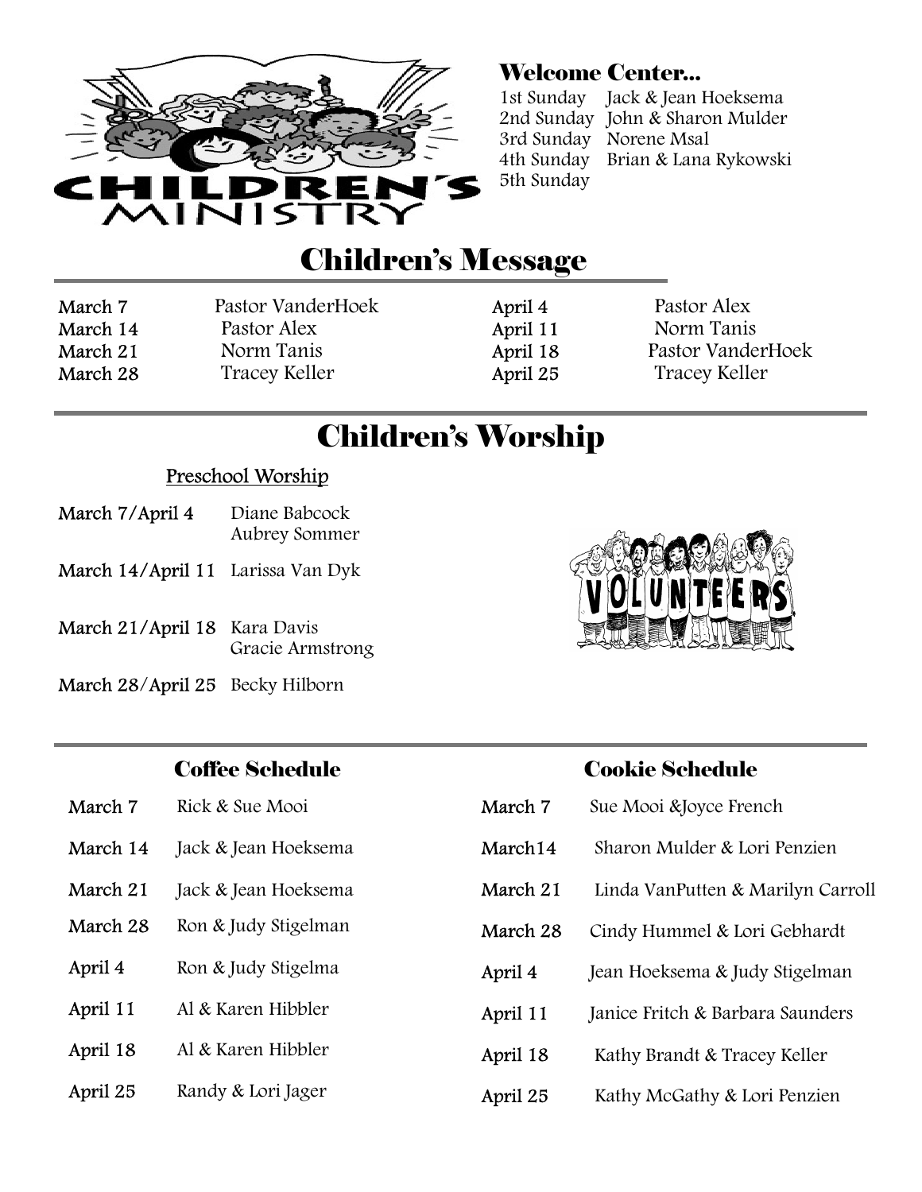## Welcome Center...

| | |
|---|---|
| 1st Sunday | Jack & Jean Hoeksema |
| 2nd Sunday | John & Sharon Mulder |
| 3rd Sunday | Norene Msal |
| 4th Sunday | Brian & Lana Rykowski |
| 5th Sunday | |

# Children's Message

| | | | |
|---|---|---|---|
| March 7 | Pastor VanderHoek | April 4 | Pastor Alex |
| March 14 | Pastor Alex | April 11 | Norm Tanis |
| March 21 | Norm Tanis | April 18 | Pastor VanderHoek |
| March 28 | Tracey Keller | April 25 | Tracey Keller |

# Children's Worship

## Preschool Worship

| | |
|---|---|
| March 7/April 4 | Diane Babcock<br>Aubrey Sommer |
| March 14/April 11 | Larissa Van Dyk |
| March 21/April 18 | Kara Davis<br>Gracie Armstrong |
| March 28/April 25 | Becky Hilborn |

### Coffee Schedule

| | |
|---|---|
| March 7 | Rick & Sue Mooi |
| March 14 | Jack & Jean Hoeksema |
| March 21 | Jack & Jean Hoeksema |
| March 28 | Ron & Judy Stigelman |
| April 4 | Ron & Judy Stigelma |
| April 11 | Al & Karen Hibbler |
| April 18 | Al & Karen Hibbler |
| April 25 | Randy & Lori Jager |

### Cookie Schedule

| | |
|---|---|
| March 7 | Sue Mooi &Joyce French |
| March14 | Sharon Mulder & Lori Penzien |
| March 21 | Linda VanPutten & Marilyn Carroll |
| March 28 | Cindy Hummel & Lori Gebhardt |
| April 4 | Jean Hoeksema & Judy Stigelman |
| April 11 | Janice Fritch & Barbara Saunders |
| April 18 | Kathy Brandt & Tracey Keller |
| April 25 | Kathy McGathy & Lori Penzien |